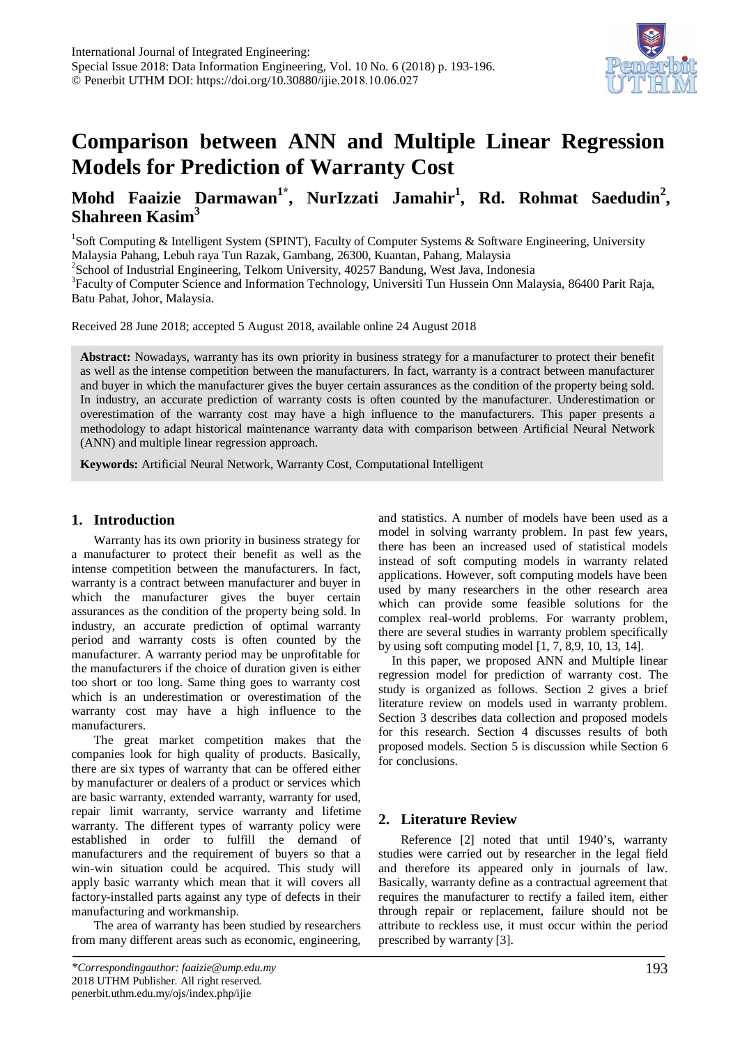# Comparison between ANN and Multiple Linear Regression Models for Prediction of Warranty Cost

**Mohd Faaizie Darmawan[1*], NurIzzati Jamahir[1], Rd. Rohmat Saedudin[2], Shahreen Kasim[3]**

[1]Soft Computing & Intelligent System (SPINT), Faculty of Computer Systems & Software Engineering, University Malaysia Pahang, Lebuh raya Tun Razak, Gambang, 26300, Kuantan, Pahang, Malaysia

[2]School of Industrial Engineering, Telkom University, 40257 Bandung, West Java, Indonesia

[3]Faculty of Computer Science and Information Technology, Universiti Tun Hussein Onn Malaysia, 86400 Parit Raja, Batu Pahat, Johor, Malaysia.

Received 28 June 2018; accepted 5 August 2018, available online 24 August 2018

**Abstract:** Nowadays, warranty has its own priority in business strategy for a manufacturer to protect their benefit as well as the intense competition between the manufacturers. In fact, warranty is a contract between manufacturer and buyer in which the manufacturer gives the buyer certain assurances as the condition of the property being sold. In industry, an accurate prediction of warranty costs is often counted by the manufacturer. Underestimation or overestimation of the warranty cost may have a high influence to the manufacturers. This paper presents a methodology to adapt historical maintenance warranty data with comparison between Artificial Neural Network (ANN) and multiple linear regression approach.

**Keywords:** Artificial Neural Network, Warranty Cost, Computational Intelligent

## 1. Introduction

Warranty has its own priority in business strategy for a manufacturer to protect their benefit as well as the intense competition between the manufacturers. In fact, warranty is a contract between manufacturer and buyer in which the manufacturer gives the buyer certain assurances as the condition of the property being sold. In industry, an accurate prediction of optimal warranty period and warranty costs is often counted by the manufacturer. A warranty period may be unprofitable for the manufacturers if the choice of duration given is either too short or too long. Same thing goes to warranty cost which is an underestimation or overestimation of the warranty cost may have a high influence to the manufacturers.

The great market competition makes that the companies look for high quality of products. Basically, there are six types of warranty that can be offered either by manufacturer or dealers of a product or services which are basic warranty, extended warranty, warranty for used, repair limit warranty, service warranty and lifetime warranty. The different types of warranty policy were established in order to fulfill the demand of manufacturers and the requirement of buyers so that a win-win situation could be acquired. This study will apply basic warranty which mean that it will covers all factory-installed parts against any type of defects in their manufacturing and workmanship.

The area of warranty has been studied by researchers from many different areas such as economic, engineering, and statistics. A number of models have been used as a model in solving warranty problem. In past few years, there has been an increased used of statistical models instead of soft computing models in warranty related applications. However, soft computing models have been used by many researchers in the other research area which can provide some feasible solutions for the complex real-world problems. For warranty problem, there are several studies in warranty problem specifically by using soft computing model [1, 7, 8,9, 10, 13, 14].

In this paper, we proposed ANN and Multiple linear regression model for prediction of warranty cost. The study is organized as follows. Section 2 gives a brief literature review on models used in warranty problem. Section 3 describes data collection and proposed models for this research. Section 4 discusses results of both proposed models. Section 5 is discussion while Section 6 for conclusions.

## 2. Literature Review

Reference [2] noted that until 1940's, warranty studies were carried out by researcher in the legal field and therefore its appeared only in journals of law. Basically, warranty define as a contractual agreement that requires the manufacturer to rectify a failed item, either through repair or replacement, failure should not be attribute to reckless use, it must occur within the period prescribed by warranty [3].

*\*Correspondingauthor: faaizie@ump.edu.my*
2018 UTHM Publisher. All right reserved.
penerbit.uthm.edu.my/ojs/index.php/ijie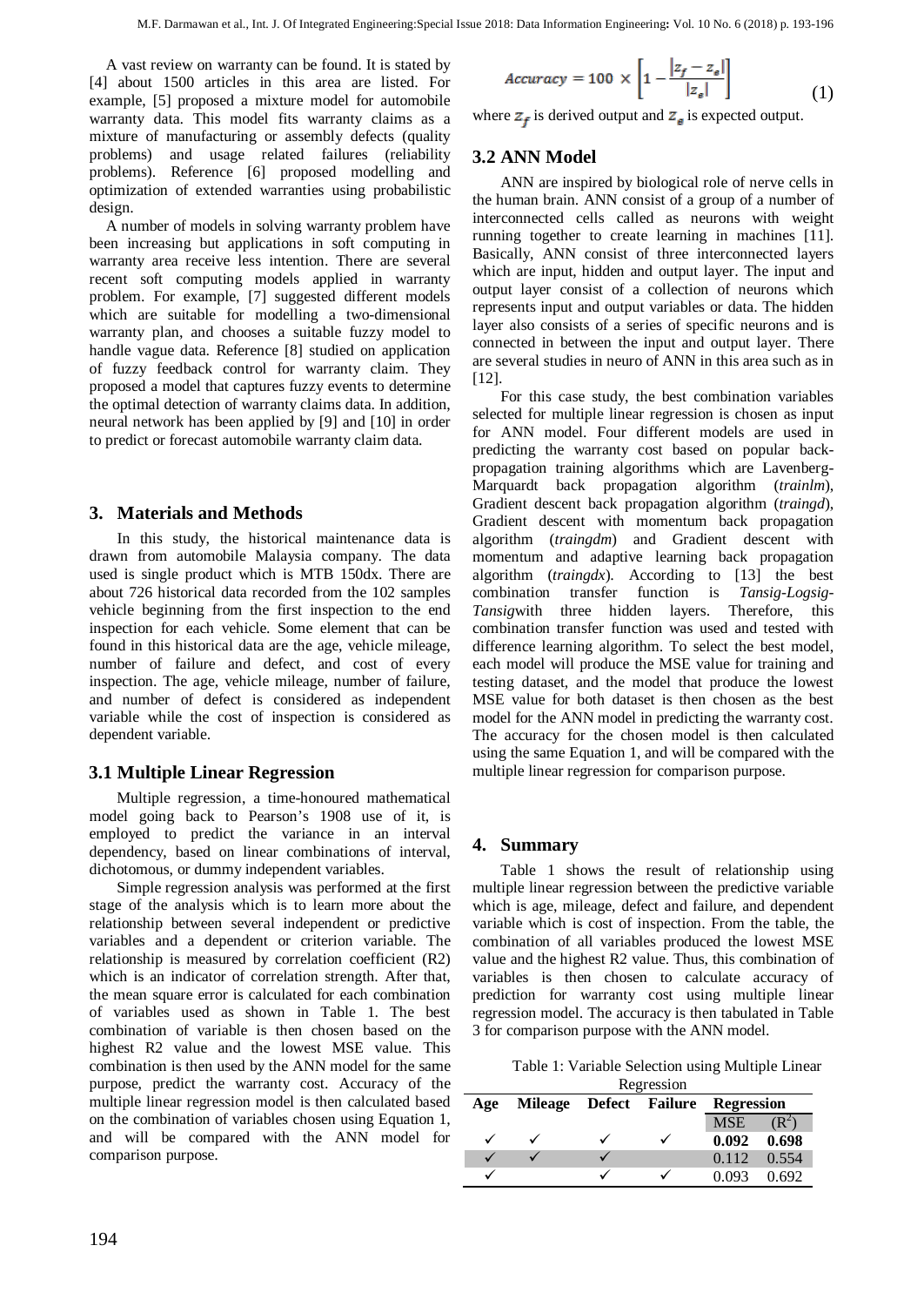A vast review on warranty can be found. It is stated by [4] about 1500 articles in this area are listed. For example, [5] proposed a mixture model for automobile warranty data. This model fits warranty claims as a mixture of manufacturing or assembly defects (quality problems) and usage related failures (reliability problems). Reference [6] proposed modelling and optimization of extended warranties using probabilistic design.

A number of models in solving warranty problem have been increasing but applications in soft computing in warranty area receive less intention. There are several recent soft computing models applied in warranty problem. For example, [7] suggested different models which are suitable for modelling a two-dimensional warranty plan, and chooses a suitable fuzzy model to handle vague data. Reference [8] studied on application of fuzzy feedback control for warranty claim. They proposed a model that captures fuzzy events to determine the optimal detection of warranty claims data. In addition, neural network has been applied by [9] and [10] in order to predict or forecast automobile warranty claim data.

## 3. Materials and Methods

In this study, the historical maintenance data is drawn from automobile Malaysia company. The data used is single product which is MTB 150dx. There are about 726 historical data recorded from the 102 samples vehicle beginning from the first inspection to the end inspection for each vehicle. Some element that can be found in this historical data are the age, vehicle mileage, number of failure and defect, and cost of every inspection. The age, vehicle mileage, number of failure, and number of defect is considered as independent variable while the cost of inspection is considered as dependent variable.

### 3.1 Multiple Linear Regression

Multiple regression, a time-honoured mathematical model going back to Pearson's 1908 use of it, is employed to predict the variance in an interval dependency, based on linear combinations of interval, dichotomous, or dummy independent variables.

Simple regression analysis was performed at the first stage of the analysis which is to learn more about the relationship between several independent or predictive variables and a dependent or criterion variable. The relationship is measured by correlation coefficient (R2) which is an indicator of correlation strength. After that, the mean square error is calculated for each combination of variables used as shown in Table 1. The best combination of variable is then chosen based on the highest R2 value and the lowest MSE value. This combination is then used by the ANN model for the same purpose, predict the warranty cost. Accuracy of the multiple linear regression model is then calculated based on the combination of variables chosen using Equation 1, and will be compared with the ANN model for comparison purpose.

$$Accuracy = 100 \times \left[1 - \frac{|z_f - z_e|}{|z_e|}\right] \quad (1)$$

where $z_f$ is derived output and $z_e$ is expected output.

### 3.2 ANN Model

ANN are inspired by biological role of nerve cells in the human brain. ANN consist of a group of a number of interconnected cells called as neurons with weight running together to create learning in machines [11]. Basically, ANN consist of three interconnected layers which are input, hidden and output layer. The input and output layer consist of a collection of neurons which represents input and output variables or data. The hidden layer also consists of a series of specific neurons and is connected in between the input and output layer. There are several studies in neuro of ANN in this area such as in [12].

For this case study, the best combination variables selected for multiple linear regression is chosen as input for ANN model. Four different models are used in predicting the warranty cost based on popular back-propagation training algorithms which are Lavenberg-Marquardt back propagation algorithm (*trainlm*), Gradient descent back propagation algorithm (*traingd*), Gradient descent with momentum back propagation algorithm (*traingdm*) and Gradient descent with momentum and adaptive learning back propagation algorithm (*traingdx*). According to [13] the best combination transfer function is *Tansig-Logsig-Tansig*with three hidden layers. Therefore, this combination transfer function was used and tested with difference learning algorithm. To select the best model, each model will produce the MSE value for training and testing dataset, and the model that produce the lowest MSE value for both dataset is then chosen as the best model for the ANN model in predicting the warranty cost. The accuracy for the chosen model is then calculated using the same Equation 1, and will be compared with the multiple linear regression for comparison purpose.

## 4. Summary

Table 1 shows the result of relationship using multiple linear regression between the predictive variable which is age, mileage, defect and failure, and dependent variable which is cost of inspection. From the table, the combination of all variables produced the lowest MSE value and the highest R2 value. Thus, this combination of variables is then chosen to calculate accuracy of prediction for warranty cost using multiple linear regression model. The accuracy is then tabulated in Table 3 for comparison purpose with the ANN model.

Table 1: Variable Selection using Multiple Linear Regression

| Age | Mileage | Defect | Failure | Regression | |
|---|---|---|---|---|---|
| | | | | MSE | ($R^2$) |
| ✓ | ✓ | ✓ | ✓ | **0.092** | **0.698** |
| ✓ | ✓ | ✓ | | 0.112 | 0.554 |
| ✓ | | ✓ | ✓ | 0.093 | 0.692 |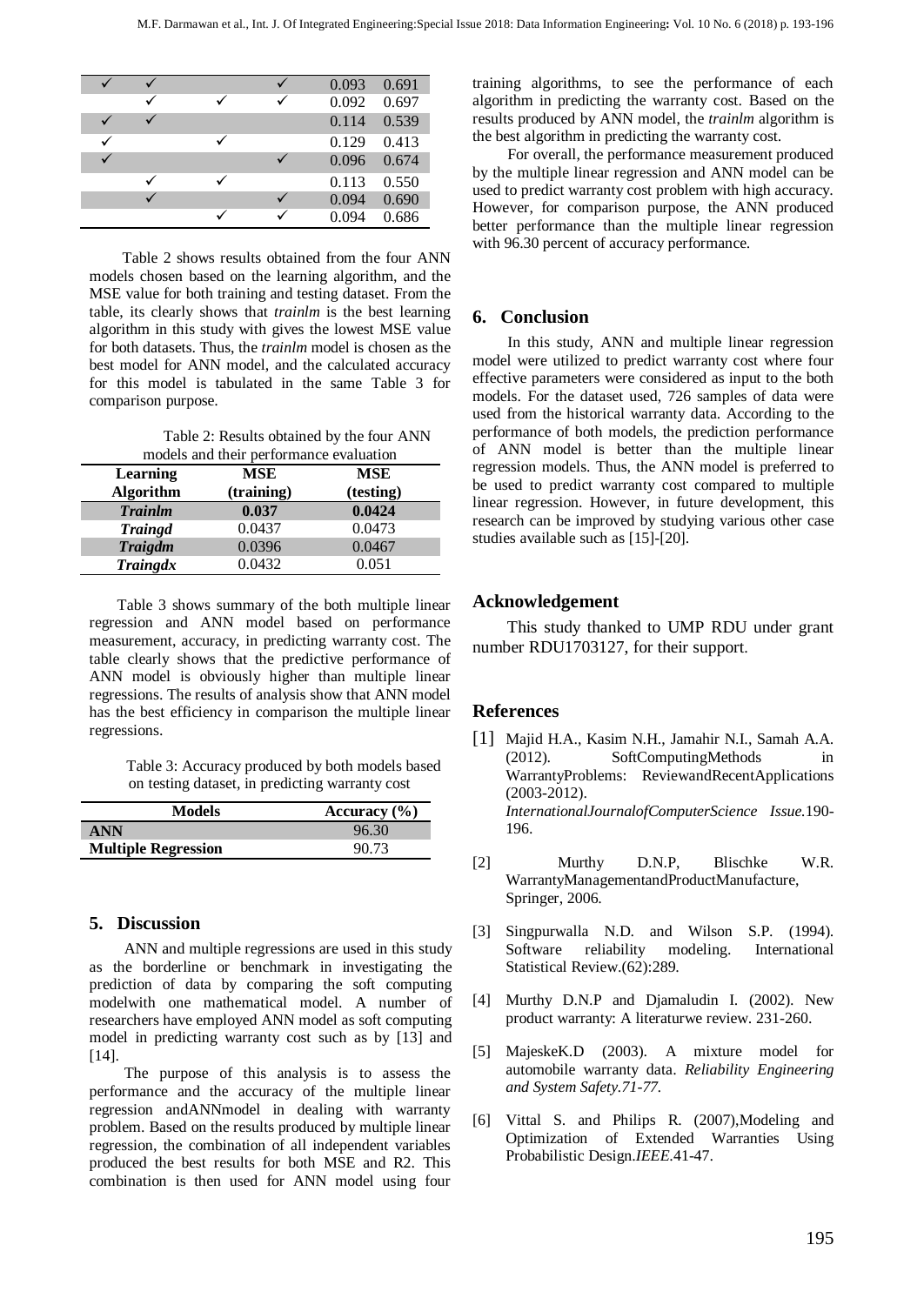| | | | | | |
|---|---|---|---|---|---|
| ✓ | ✓ | | ✓ | 0.093 | 0.691 |
| | ✓ | ✓ | ✓ | 0.092 | 0.697 |
| ✓ | ✓ | | | 0.114 | 0.539 |
| ✓ | | ✓ | | 0.129 | 0.413 |
| ✓ | | | ✓ | 0.096 | 0.674 |
| | ✓ | ✓ | | 0.113 | 0.550 |
| | ✓ | | ✓ | 0.094 | 0.690 |
| | | ✓ | ✓ | 0.094 | 0.686 |

Table 2 shows results obtained from the four ANN models chosen based on the learning algorithm, and the MSE value for both training and testing dataset. From the table, its clearly shows that *trainlm* is the best learning algorithm in this study with gives the lowest MSE value for both datasets. Thus, the *trainlm* model is chosen as the best model for ANN model, and the calculated accuracy for this model is tabulated in the same Table 3 for comparison purpose.

Table 2: Results obtained by the four ANN models and their performance evaluation

| Learning Algorithm | MSE (training) | MSE (testing) |
|---|---|---|
| ***Trainlm*** | **0.037** | **0.0424** |
| ***Traingd*** | 0.0437 | 0.0473 |
| ***Traigdm*** | 0.0396 | 0.0467 |
| ***Traingdx*** | 0.0432 | 0.051 |

Table 3 shows summary of the both multiple linear regression and ANN model based on performance measurement, accuracy, in predicting warranty cost. The table clearly shows that the predictive performance of ANN model is obviously higher than multiple linear regressions. The results of analysis show that ANN model has the best efficiency in comparison the multiple linear regressions.

Table 3: Accuracy produced by both models based on testing dataset, in predicting warranty cost

| Models | Accuracy (%) |
|---|---|
| **ANN** | 96.30 |
| **Multiple Regression** | 90.73 |

## 5. Discussion

ANN and multiple regressions are used in this study as the borderline or benchmark in investigating the prediction of data by comparing the soft computing modelwith one mathematical model. A number of researchers have employed ANN model as soft computing model in predicting warranty cost such as by [13] and [14].

The purpose of this analysis is to assess the performance and the accuracy of the multiple linear regression andANNmodel in dealing with warranty problem. Based on the results produced by multiple linear regression, the combination of all independent variables produced the best results for both MSE and R2. This combination is then used for ANN model using four training algorithms, to see the performance of each algorithm in predicting the warranty cost. Based on the results produced by ANN model, the *trainlm* algorithm is the best algorithm in predicting the warranty cost.

For overall, the performance measurement produced by the multiple linear regression and ANN model can be used to predict warranty cost problem with high accuracy. However, for comparison purpose, the ANN produced better performance than the multiple linear regression with 96.30 percent of accuracy performance.

## 6. Conclusion

In this study, ANN and multiple linear regression model were utilized to predict warranty cost where four effective parameters were considered as input to the both models. For the dataset used, 726 samples of data were used from the historical warranty data. According to the performance of both models, the prediction performance of ANN model is better than the multiple linear regression models. Thus, the ANN model is preferred to be used to predict warranty cost compared to multiple linear regression. However, in future development, this research can be improved by studying various other case studies available such as [15]-[20].

## Acknowledgement

This study thanked to UMP RDU under grant number RDU1703127, for their support.

## References

[1] Majid H.A., Kasim N.H., Jamahir N.I., Samah A.A. (2012). SoftComputingMethods in WarrantyProblems: ReviewandRecentApplications (2003-2012). *InternationalJournalofComputerScience Issue.*190-196.

[2] Murthy D.N.P, Blischke W.R. WarrantyManagementandProductManufacture, Springer, 2006.

[3] Singpurwalla N.D. and Wilson S.P. (1994). Software reliability modeling. International Statistical Review.(62):289.

[4] Murthy D.N.P and Djamaludin I. (2002). New product warranty: A literaturwe review. 231-260.

[5] MajeskeK.D (2003). A mixture model for automobile warranty data. *Reliability Engineering and System Safety.71-77.*

[6] Vittal S. and Philips R. (2007),Modeling and Optimization of Extended Warranties Using Probabilistic Design.*IEEE*.41-47.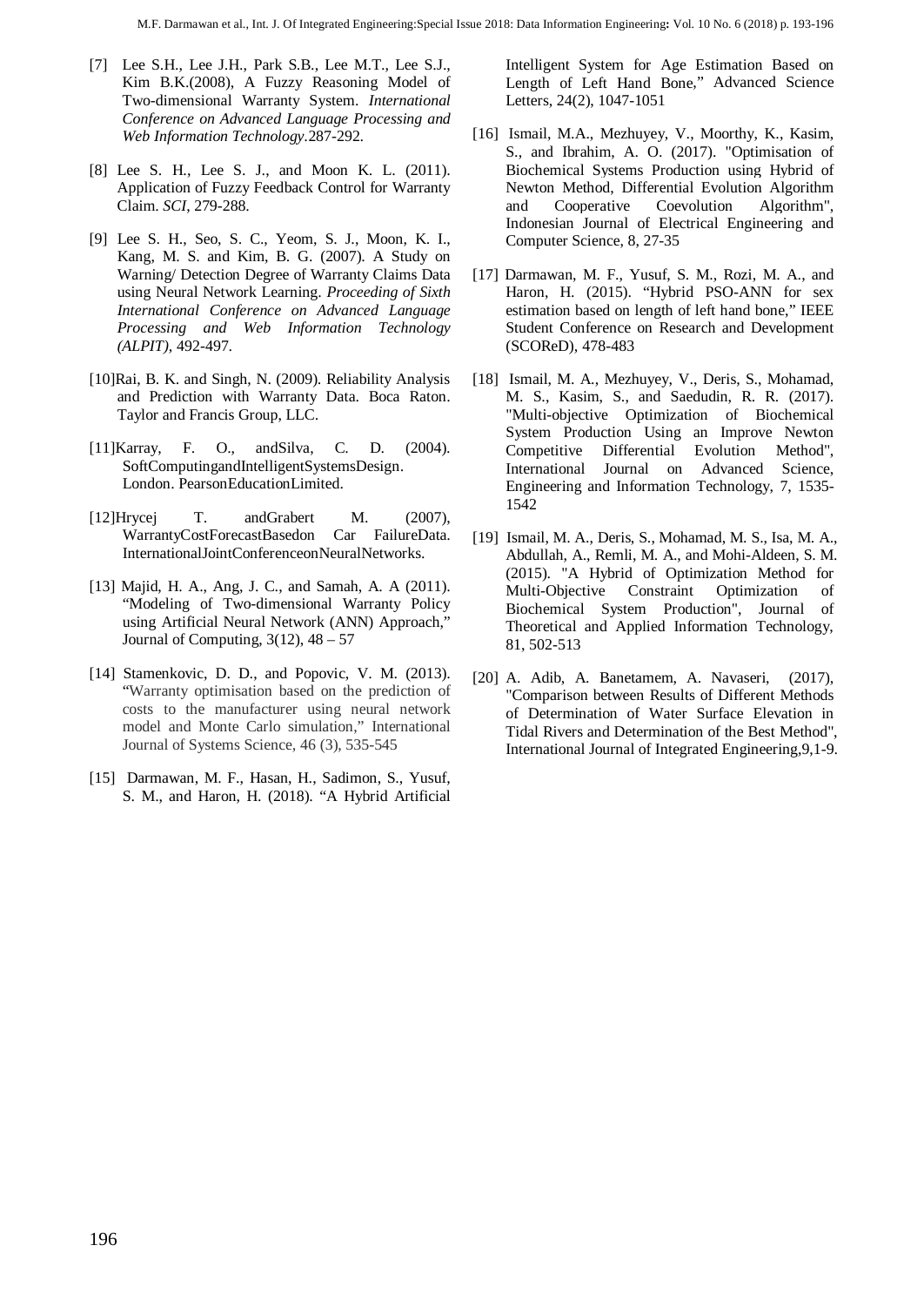[7] Lee S.H., Lee J.H., Park S.B., Lee M.T., Lee S.J., Kim B.K.(2008), A Fuzzy Reasoning Model of Two-dimensional Warranty System. *International Conference on Advanced Language Processing and Web Information Technology*.287-292.

[8] Lee S. H., Lee S. J., and Moon K. L. (2011). Application of Fuzzy Feedback Control for Warranty Claim. *SCI*, 279-288.

[9] Lee S. H., Seo, S. C., Yeom, S. J., Moon, K. I., Kang, M. S. and Kim, B. G. (2007). A Study on Warning/ Detection Degree of Warranty Claims Data using Neural Network Learning. *Proceeding of Sixth International Conference on Advanced Language Processing and Web Information Technology (ALPIT)*, 492-497.

[10]Rai, B. K. and Singh, N. (2009). Reliability Analysis and Prediction with Warranty Data. Boca Raton. Taylor and Francis Group, LLC.

[11]Karray, F. O., andSilva, C. D. (2004). SoftComputingandIntelligentSystemsDesign. London. PearsonEducationLimited.

[12]Hrycej T. andGrabert M. (2007), WarrantyCostForecastBasedon Car FailureData. InternationalJointConferenceonNeuralNetworks.

[13] Majid, H. A., Ang, J. C., and Samah, A. A (2011). "Modeling of Two-dimensional Warranty Policy using Artificial Neural Network (ANN) Approach," Journal of Computing, 3(12), 48 – 57

[14] Stamenkovic, D. D., and Popovic, V. M. (2013). "Warranty optimisation based on the prediction of costs to the manufacturer using neural network model and Monte Carlo simulation," International Journal of Systems Science, 46 (3), 535-545

[15] Darmawan, M. F., Hasan, H., Sadimon, S., Yusuf, S. M., and Haron, H. (2018). "A Hybrid Artificial Intelligent System for Age Estimation Based on Length of Left Hand Bone," Advanced Science Letters, 24(2), 1047-1051

[16] Ismail, M.A., Mezhuyey, V., Moorthy, K., Kasim, S., and Ibrahim, A. O. (2017). "Optimisation of Biochemical Systems Production using Hybrid of Newton Method, Differential Evolution Algorithm and Cooperative Coevolution Algorithm", Indonesian Journal of Electrical Engineering and Computer Science, 8, 27-35

[17] Darmawan, M. F., Yusuf, S. M., Rozi, M. A., and Haron, H. (2015). "Hybrid PSO-ANN for sex estimation based on length of left hand bone," IEEE Student Conference on Research and Development (SCOReD), 478-483

[18] Ismail, M. A., Mezhuyey, V., Deris, S., Mohamad, M. S., Kasim, S., and Saedudin, R. R. (2017). "Multi-objective Optimization of Biochemical System Production Using an Improve Newton Competitive Differential Evolution Method", International Journal on Advanced Science, Engineering and Information Technology, 7, 1535-1542

[19] Ismail, M. A., Deris, S., Mohamad, M. S., Isa, M. A., Abdullah, A., Remli, M. A., and Mohi-Aldeen, S. M. (2015). "A Hybrid of Optimization Method for Multi-Objective Constraint Optimization of Biochemical System Production", Journal of Theoretical and Applied Information Technology, 81, 502-513

[20] A. Adib, A. Banetamem, A. Navaseri, (2017), "Comparison between Results of Different Methods of Determination of Water Surface Elevation in Tidal Rivers and Determination of the Best Method", International Journal of Integrated Engineering,9,1-9.